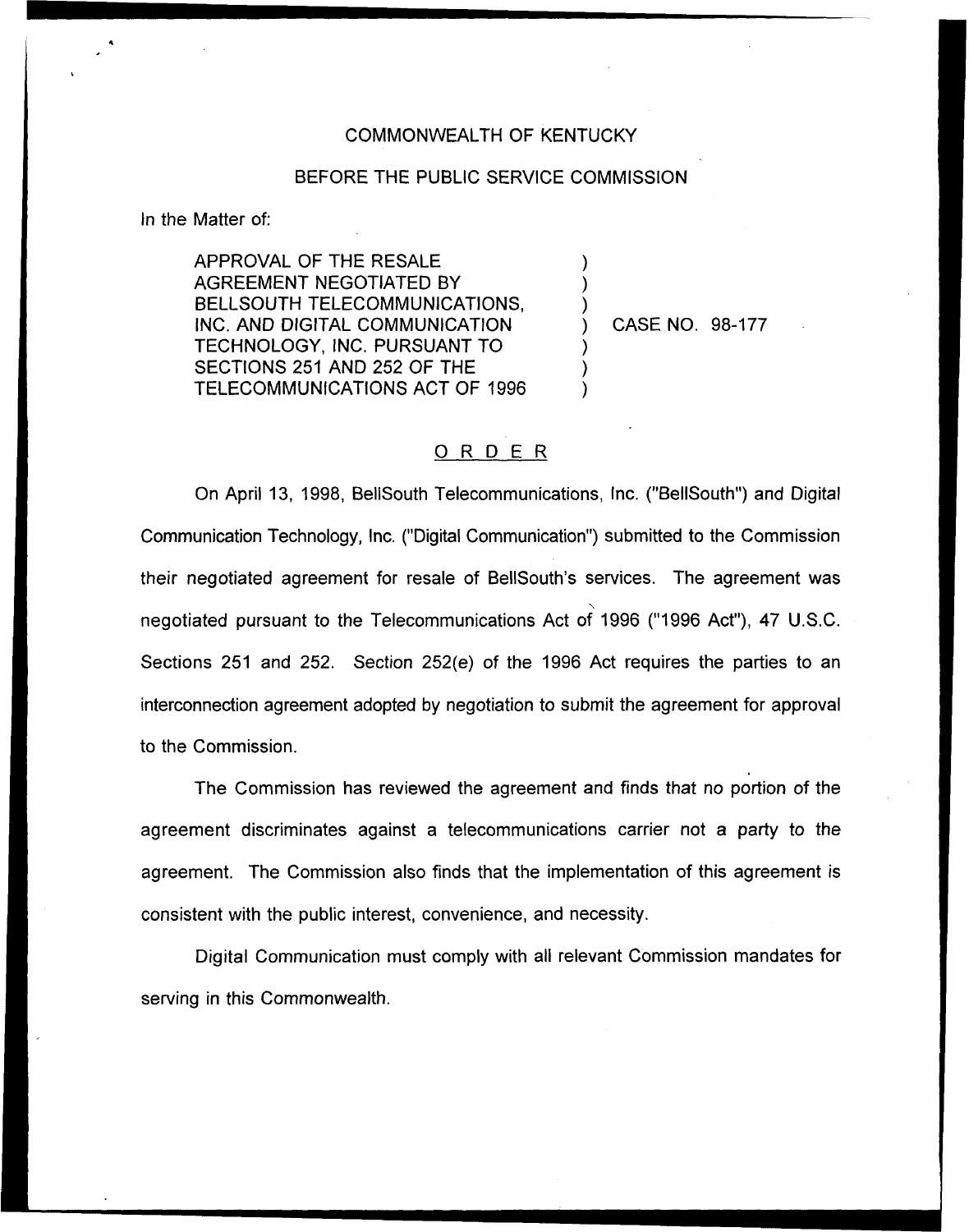COMMONWEALTH OF KENTUCKY

BEFORE THE PUBLIC SERVICE COMMISSION

In the Matter of:

APPROVAL OF THE RESALE AGREEMENT NEGOTIATED BY BELLSOUTH TELECOMMUNICATIONS, INC. AND DIGITAL COMMUNICATION TECHNOLOGY, INC. PURSUANT TO SECTIONS 251 AND 252 OF THE TELECOMMUNICATIONS ACT OF 1996 ) CASE NO. 98-177

## ORDER

On April 13, 1998, BellSouth Telecommunications, Inc. ("BellSouth") and Digital Communication Technology, Inc. ("Digital Communication") submitted to the Commission their negotiated agreement for resale of BellSouth's services. The agreement was negotiated pursuant to the Telecommunications Act of 1996 ("1996 Act"), 47 U.S.C. Sections 251 and 252. Section 252(e) of the 1996 Act requires the parties to an interconnection agreement adopted by negotiation to submit the agreement for approval to the Commission.

The Commission has reviewed the agreement and finds that no portion of the agreement discriminates against a telecommunications carrier not a party to the agreement. The Commission also finds that the implementation of this agreement is consistent with the public interest, convenience, and necessity.

Digital Communication must comply with all relevant Commission mandates for serving in this Commonwealth.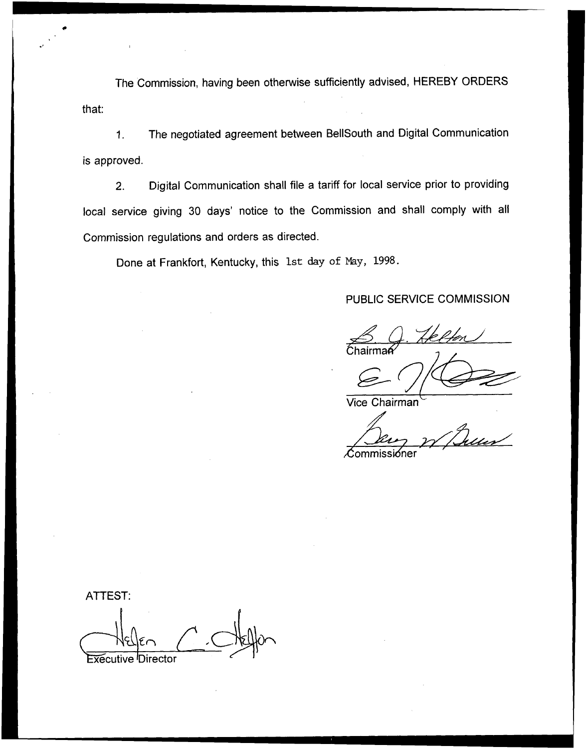The Commission, having been otherwise sufficiently advised, HEREBY ORDERS that:

1. The negotiated agreement between BellSouth and Digital Communication is approved.

2. Digital Communication shall file a tariff for local service prior to providing local service giving 30 days' notice to the Commission and shall comply with all Commission regulations and orders as directed.

Done at Frankfort, Kentucky, this 1st day of May, 1998.

PUBLIC SERVICE COMMISSION

Chairman

Vice Chairman

Commissioner

ATTEST:

Executive Director